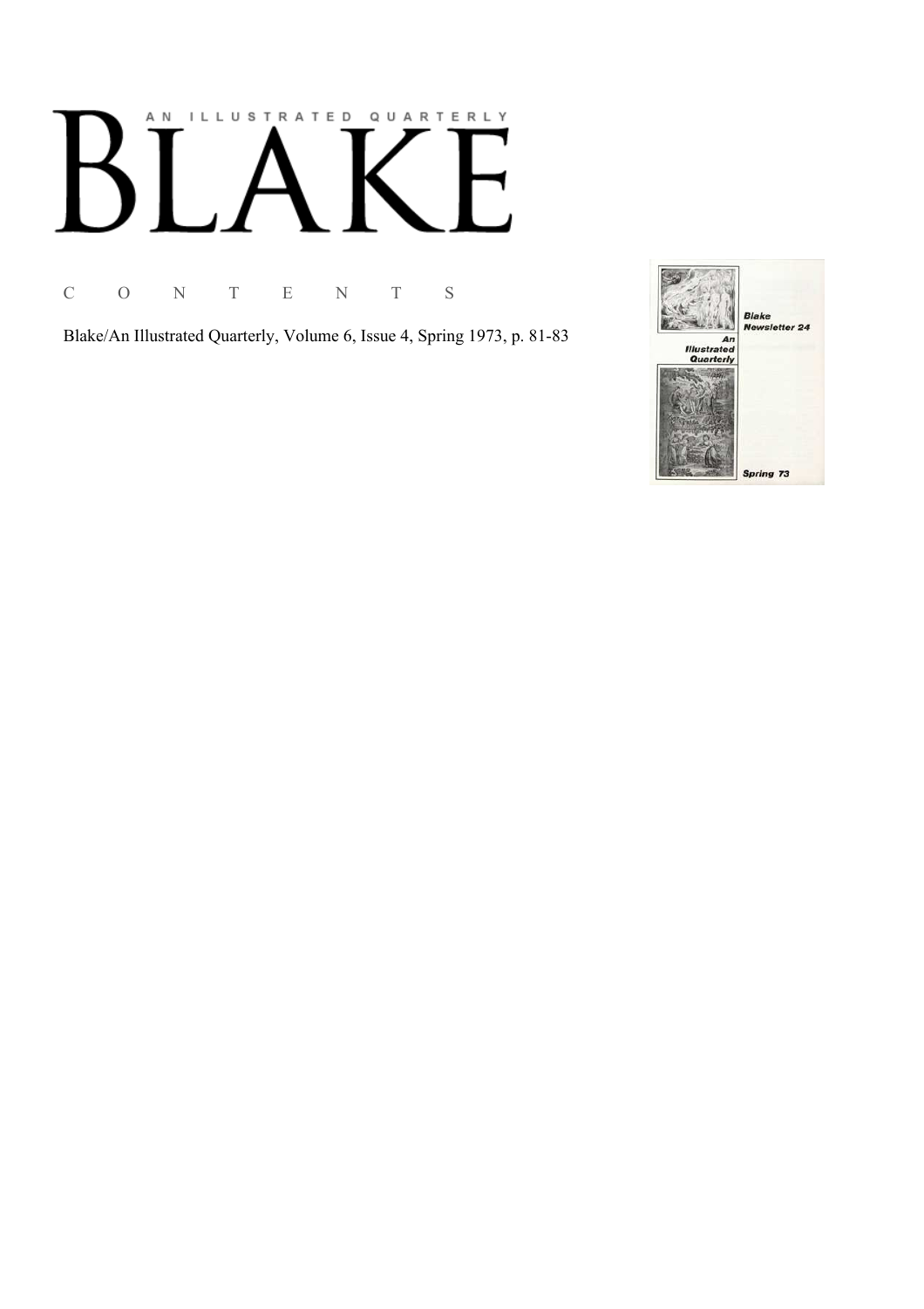AN ILLUSTRATED QUARTERLY

# BLAKE

C O N T E N T S

Blake/An Illustrated Quarterly, Volume 6, Issue 4, Spring 1973, p. 81-83

Blake Newsletter 24

An Illustrated Quarterly

Spring 73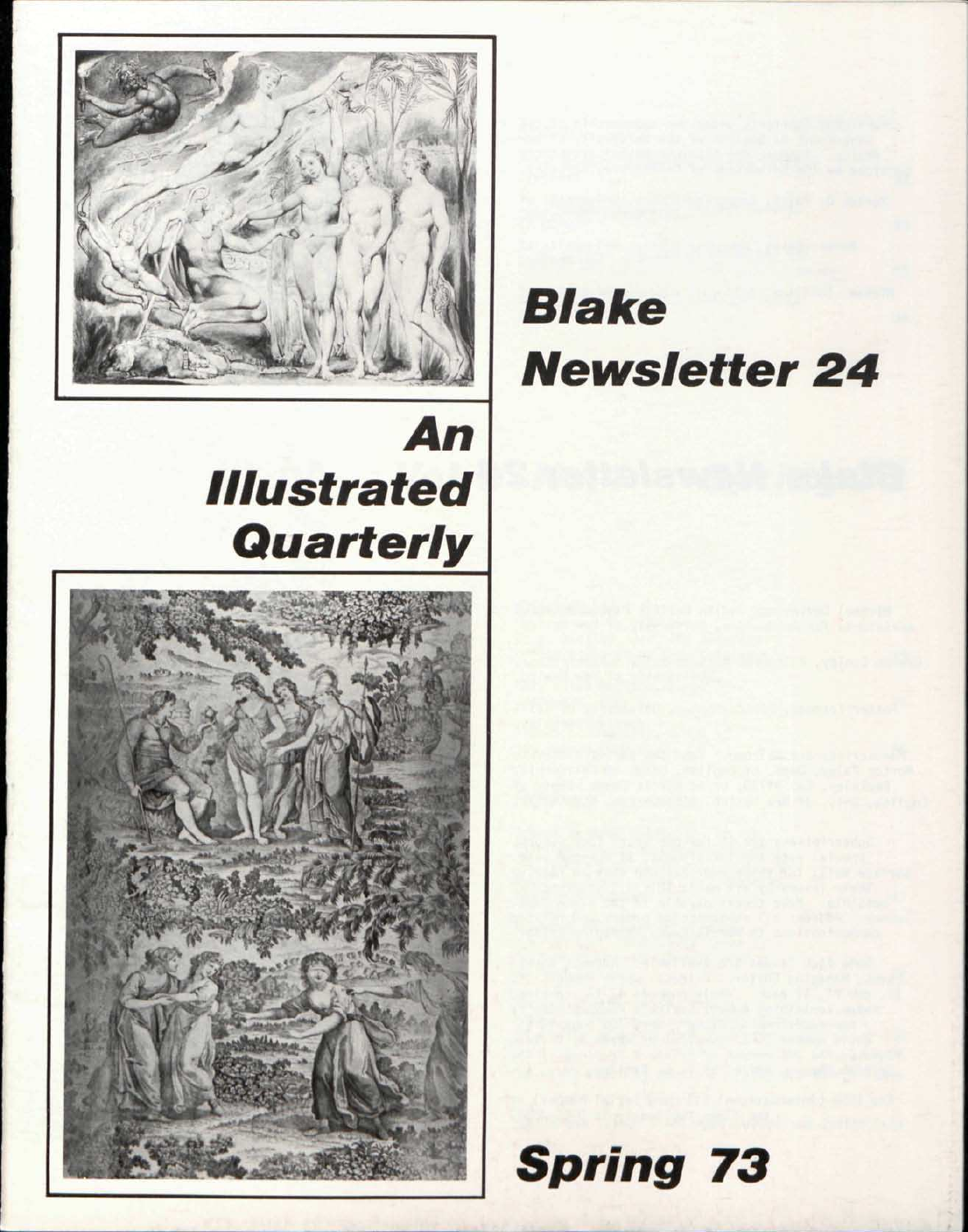# Blake Newsletter 24

## An Illustrated Quarterly

## Spring 73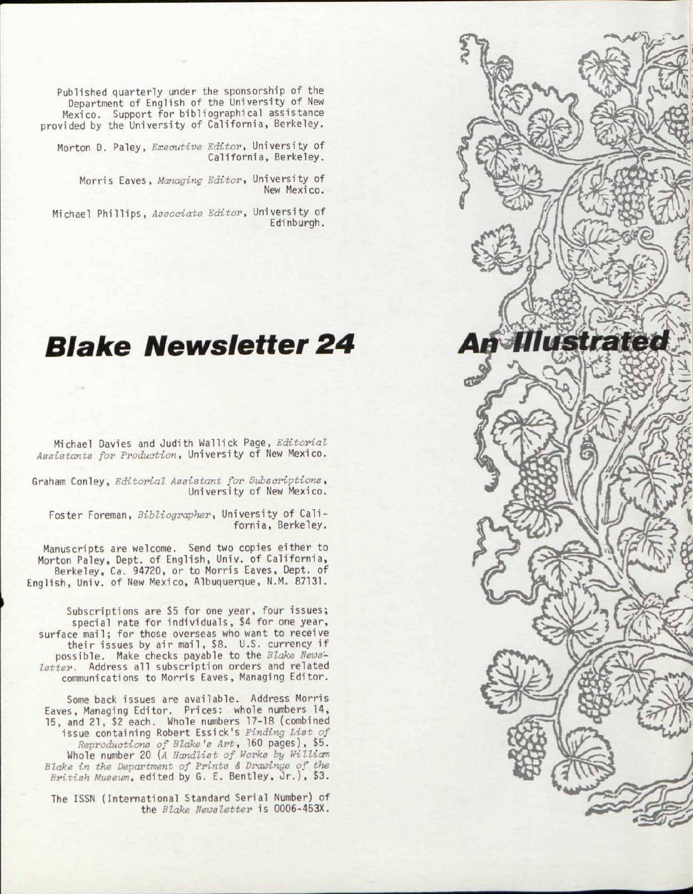Published quarterly under the sponsorship of the Department of English of the University of New Mexico. Support for bibliographical assistance provided by the University of California, Berkeley.

Morton D. Paley, *Executive Editor*, University of California, Berkeley.

Morris Eaves, *Managing Editor*, University of New Mexico.

Michael Phillips, *Associate Editor*, University of Edinburgh.

# Blake Newsletter 24

# An Illustrated

Michael Davies and Judith Wallick Page, *Editorial Assistants for Production*, University of New Mexico.

Graham Conley, *Editorial Assistant for Subscriptions*, University of New Mexico.

Foster Foreman, *Bibliographer*, University of California, Berkeley.

Manuscripts are welcome. Send two copies either to Morton Paley, Dept. of English, Univ. of California, Berkeley, Ca. 94720, or to Morris Eaves, Dept. of English, Univ. of New Mexico, Albuquerque, N.M. 87131.

Subscriptions are $5 for one year, four issues; special rate for individuals, $4 for one year, surface mail; for those overseas who want to receive their issues by air mail, $8. U.S. currency if possible. Make checks payable to the *Blake Newsletter*. Address all subscription orders and related communications to Morris Eaves, Managing Editor.

Some back issues are available. Address Morris Eaves, Managing Editor. Prices: whole numbers 14, 15, and 21, $2 each. Whole numbers 17-18 (combined issue containing Robert Essick's *Finding List of Reproductions of Blake's Art*, 160 pages), $5. Whole number 20 (*A Handlist of Works by William Blake in the Department of Prints & Drawings of the British Museum*, edited by G. E. Bentley, Jr.), $3.

The ISSN (International Standard Serial Number) of the *Blake Newsletter* is 0006-453X.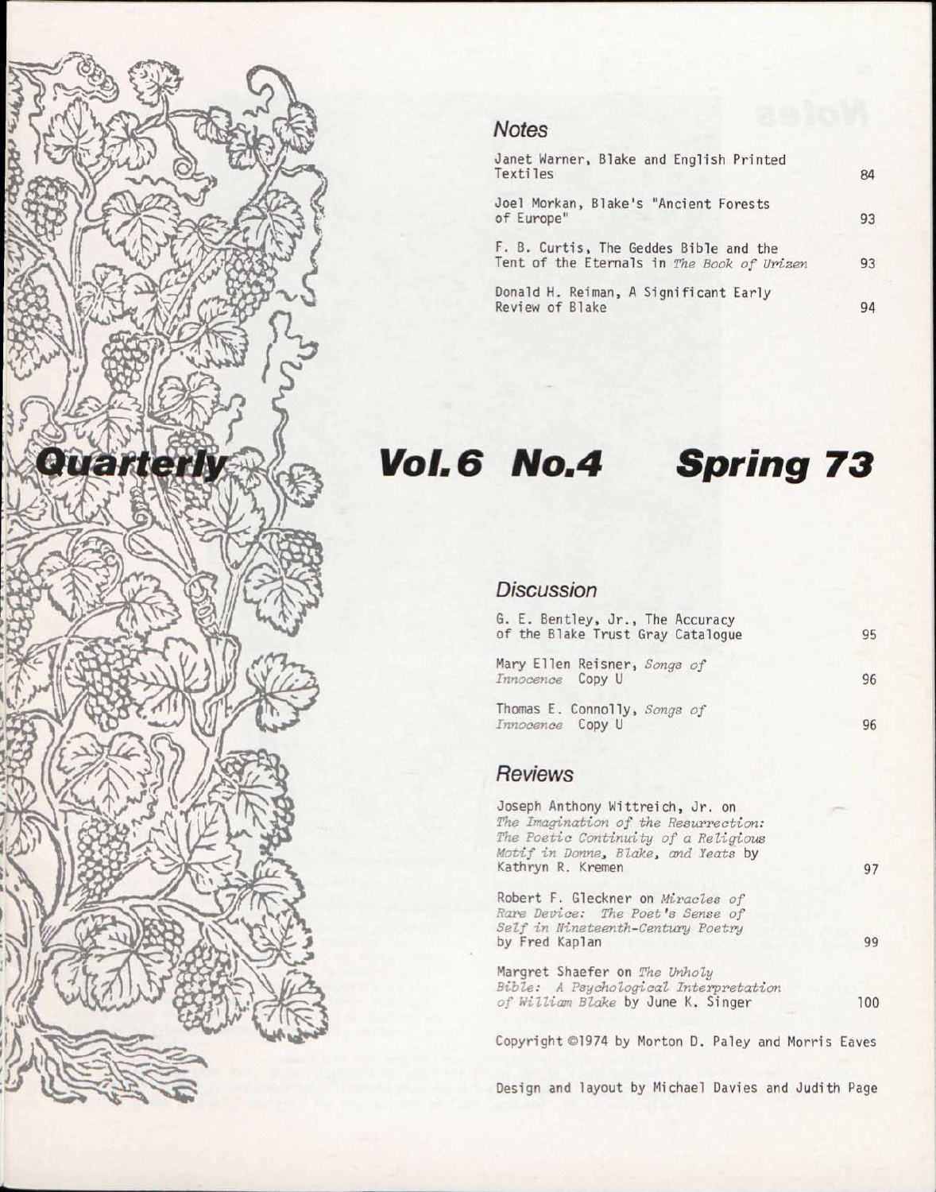## Notes

Janet Warner, Blake and English Printed Textiles 84

Joel Morkan, Blake's "Ancient Forests of Europe" 93

F. B. Curtis, The Geddes Bible and the Tent of the Eternals in *The Book of Urizen* 93

Donald H. Reiman, A Significant Early Review of Blake 94

# Quarterly Vol. 6 No. 4 Spring 73

## Discussion

G. E. Bentley, Jr., The Accuracy of the Blake Trust Gray Catalogue 95

Mary Ellen Reisner, *Songs of Innocence* Copy U 96

Thomas E. Connolly, *Songs of Innocence* Copy U 96

## Reviews

Joseph Anthony Wittreich, Jr. on *The Imagination of the Resurrection: The Poetic Continuity of a Religious Motif in Donne, Blake, and Yeats* by Kathryn R. Kremen 97

Robert F. Gleckner on *Miracles of Rare Device: The Poet's Sense of Self in Nineteenth-Century Poetry* by Fred Kaplan 99

Margret Shaefer on *The Unholy Bible: A Psychological Interpretation of William Blake* by June K. Singer 100

Copyright ©1974 by Morton D. Paley and Morris Eaves

Design and layout by Michael Davies and Judith Page